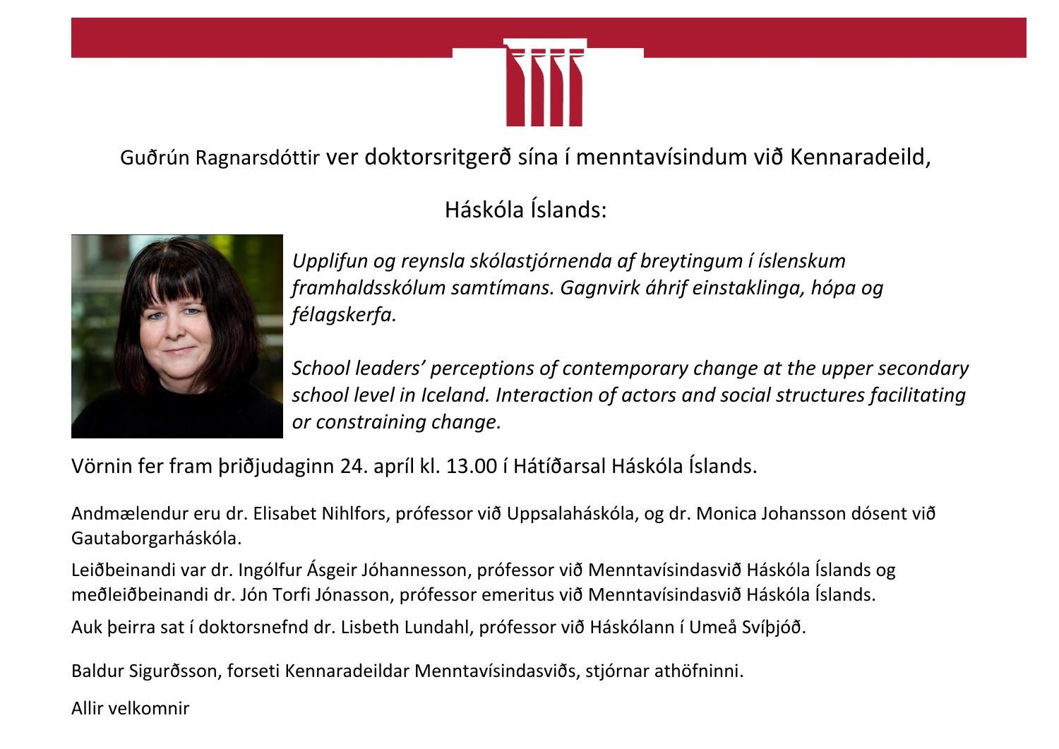Guðrún Ragnarsdóttir ver doktorsritgerð sína í menntavísindum við Kennaradeild,

Háskóla Íslands:

*Upplifun og reynsla skólastjórnenda af breytingum í íslenskum framhaldsskólum samtímans. Gagnvirk áhrif einstaklinga, hópa og félagskerfa.*

*School leaders' perceptions of contemporary change at the upper secondary school level in Iceland. Interaction of actors and social structures facilitating or constraining change.*

Vörnin fer fram þriðjudaginn 24. apríl kl. 13.00 í Hátíðarsal Háskóla Íslands.

Andmælendur eru dr. Elisabet Nihlfors, prófessor við Uppsalaháskóla, og dr. Monica Johansson dósent við Gautaborgarháskóla.

Leiðbeinandi var dr. Ingólfur Ásgeir Jóhannesson, prófessor við Menntavísindasvið Háskóla Íslands og meðleiðbeinandi dr. Jón Torfi Jónasson, prófessor emeritus við Menntavísindasvið Háskóla Íslands.

Auk þeirra sat í doktorsnefnd dr. Lisbeth Lundahl, prófessor við Háskólann í Umeå Svíþjóð.

Baldur Sigurðsson, forseti Kennaradeildar Menntavísindasviðs, stjórnar athöfninni.

Allir velkomnir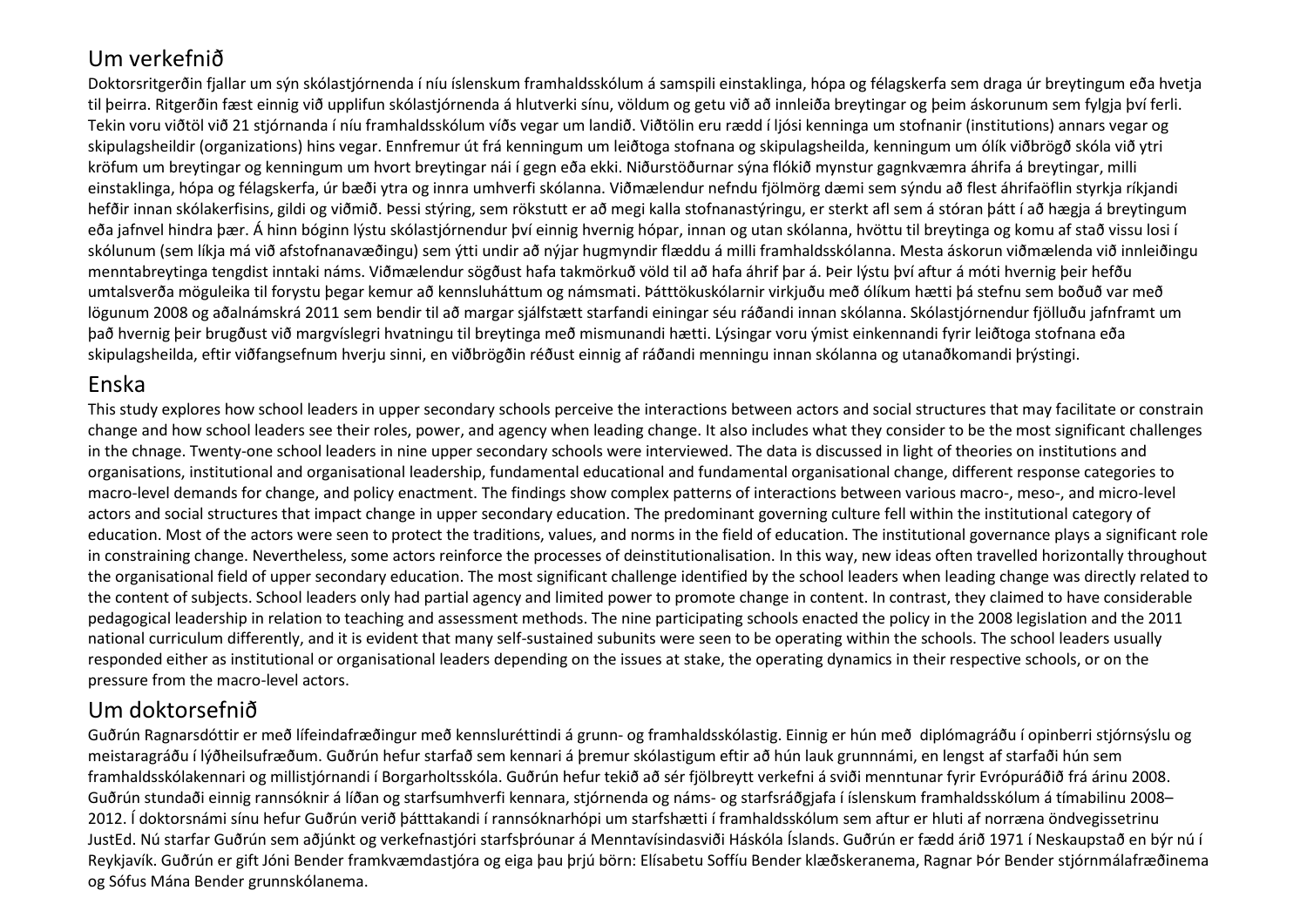## Um verkefnið

Doktorsritgerðin fjallar um sýn skólastjórnenda í níu íslenskum framhaldsskólum á samspili einstaklinga, hópa og félagskerfa sem draga úr breytingum eða hvetja til þeirra. Ritgerðin fæst einnig við upplifun skólastjórnenda á hlutverki sínu, völdum og getu við að innleiða breytingar og þeim áskorunum sem fylgja því ferli. Tekin voru viðtöl við 21 stjórnanda í níu framhaldsskólum víðs vegar um landið. Viðtölin eru rædd í ljósi kenninga um stofnanir (institutions) annars vegar og skipulagsheildir (organizations) hins vegar. Ennfremur út frá kenningum um leiðtoga stofnana og skipulagsheilda, kenningum um ólík viðbrögð skóla við ytri kröfum um breytingar og kenningum um hvort breytingar nái í gegn eða ekki. Niðurstöðurnar sýna flókið mynstur gagnkvæmra áhrifa á breytingar, milli einstaklinga, hópa og félagskerfa, úr bæði ytra og innra umhverfi skólanna. Viðmælendur nefndu fjölmörg dæmi sem sýndu að flest áhrifaöflin styrkja ríkjandi hefðir innan skólakerfisins, gildi og viðmið. Þessi stýring, sem rökstutt er að megi kalla stofnanastýringu, er sterkt afl sem á stóran þátt í að hægja á breytingum eða jafnvel hindra þær. Á hinn bóginn lýstu skólastjórnendur því einnig hvernig hópar, innan og utan skólanna, hvöttu til breytinga og komu af stað vissu losi í skólunum (sem líkja má við afstofnanavæðingu) sem ýtti undir að nýjar hugmyndir flæddu á milli framhaldsskólanna. Mesta áskorun viðmælenda við innleiðingu menntabreytinga tengdist inntaki náms. Viðmælendur sögðust hafa takmörkuð völd til að hafa áhrif þar á. Þeir lýstu því aftur á móti hvernig þeir hefðu umtalsverða möguleika til forystu þegar kemur að kennsluháttum og námsmati. Þátttökuskólarnir virkjuðu með ólíkum hætti þá stefnu sem boðuð var með lögunum 2008 og aðalnámskrá 2011 sem bendir til að margar sjálfstætt starfandi einingar séu ráðandi innan skólanna. Skólastjórnendur fjölluðu jafnframt um það hvernig þeir brugðust við margvíslegri hvatningu til breytinga með mismunandi hætti. Lýsingar voru ýmist einkennandi fyrir leiðtoga stofnana eða skipulagsheilda, eftir viðfangsefnum hverju sinni, en viðbrögðin réðust einnig af ráðandi menningu innan skólanna og utanaðkomandi þrýstingi.

## Enska

This study explores how school leaders in upper secondary schools perceive the interactions between actors and social structures that may facilitate or constrain change and how school leaders see their roles, power, and agency when leading change. It also includes what they consider to be the most significant challenges in the chnage. Twenty-one school leaders in nine upper secondary schools were interviewed. The data is discussed in light of theories on institutions and organisations, institutional and organisational leadership, fundamental educational and fundamental organisational change, different response categories to macro-level demands for change, and policy enactment. The findings show complex patterns of interactions between various macro-, meso-, and micro-level actors and social structures that impact change in upper secondary education. The predominant governing culture fell within the institutional category of education. Most of the actors were seen to protect the traditions, values, and norms in the field of education. The institutional governance plays a significant role in constraining change. Nevertheless, some actors reinforce the processes of deinstitutionalisation. In this way, new ideas often travelled horizontally throughout the organisational field of upper secondary education. The most significant challenge identified by the school leaders when leading change was directly related to the content of subjects. School leaders only had partial agency and limited power to promote change in content. In contrast, they claimed to have considerable pedagogical leadership in relation to teaching and assessment methods. The nine participating schools enacted the policy in the 2008 legislation and the 2011 national curriculum differently, and it is evident that many self-sustained subunits were seen to be operating within the schools. The school leaders usually responded either as institutional or organisational leaders depending on the issues at stake, the operating dynamics in their respective schools, or on the pressure from the macro-level actors.

## Um doktorsefnið

Guðrún Ragnarsdóttir er með lífeindafræðingur með kennsluréttindi á grunn- og framhaldsskólastig. Einnig er hún með diplómagráðu í opinberri stjórnsýslu og meistaragráðu í lýðheilsufræðum. Guðrún hefur starfað sem kennari á þremur skólastigum eftir að hún lauk grunnnámi, en lengst af starfaði hún sem framhaldsskólakennari og millistjórnandi í Borgarholtsskóla. Guðrún hefur tekið að sér fjölbreytt verkefni á sviði menntunar fyrir Evrópuráðið frá árinu 2008. Guðrún stundaði einnig rannsóknir á líðan og starfsumhverfi kennara, stjórnenda og náms- og starfsráðgjafa í íslenskum framhaldsskólum á tímabilinu 2008–2012. Í doktorsnámi sínu hefur Guðrún verið þátttakandi í rannsóknarhópi um starfshætti í framhaldsskólum sem aftur er hluti af norræna öndvegissetrinu JustEd. Nú starfar Guðrún sem aðjúnkt og verkefnastjóri starfsþróunar á Menntavísindasviði Háskóla Íslands. Guðrún er fædd árið 1971 í Neskaupstað en býr nú í Reykjavík. Guðrún er gift Jóni Bender framkvæmdastjóra og eiga þau þrjú börn: Elísabetu Soffíu Bender klæðskeranema, Ragnar Þór Bender stjórnmálafræðinema og Sófus Mána Bender grunnskólanema.